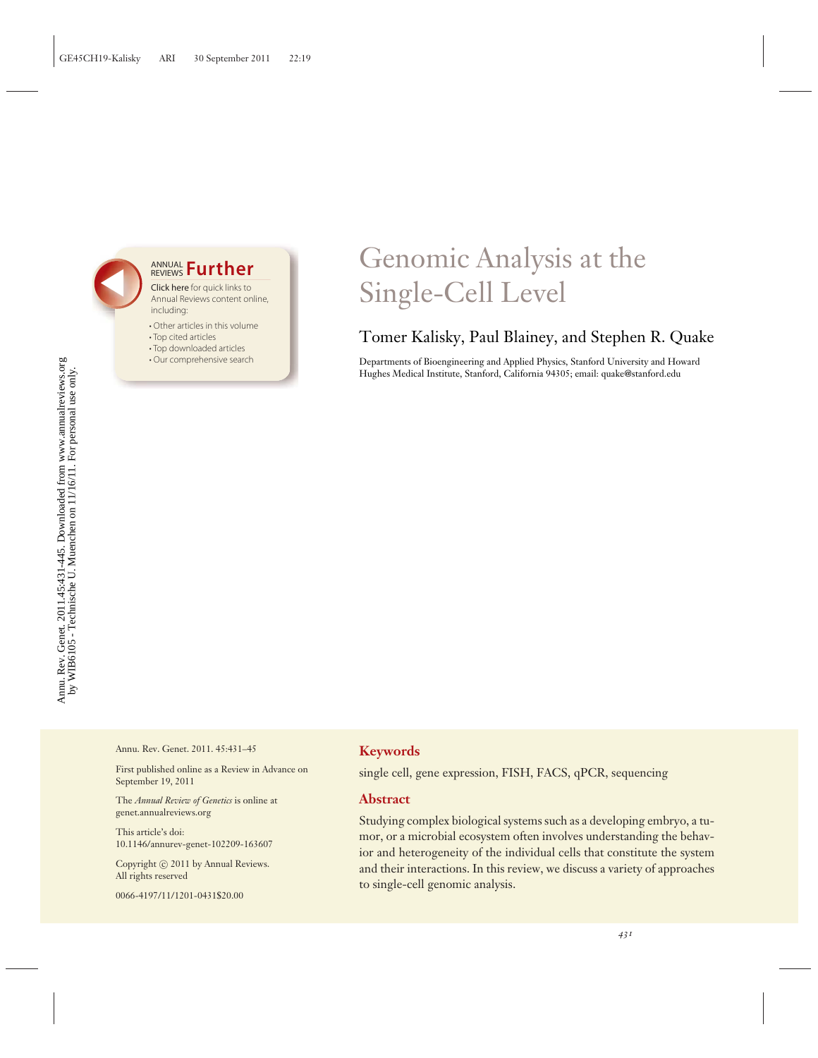# Genomic Analysis at the Single-Cell Level

Tomer Kalisky, Paul Blainey, and Stephen R. Quake

Departments of Bioengineering and Applied Physics, Stanford University and Howard Hughes Medical Institute, Stanford, California 94305; email: quake@stanford.edu

Annu. Rev. Genet. 2011. 45:431–45

First published online as a Review in Advance on September 19, 2011

The *Annual Review of Genetics* is online at genet.annualreviews.org

This article's doi:
10.1146/annurev-genet-102209-163607

Copyright © 2011 by Annual Reviews.
All rights reserved

0066-4197/11/1201-0431$20.00

## Keywords

single cell, gene expression, FISH, FACS, qPCR, sequencing

## Abstract

Studying complex biological systems such as a developing embryo, a tumor, or a microbial ecosystem often involves understanding the behavior and heterogeneity of the individual cells that constitute the system and their interactions. In this review, we discuss a variety of approaches to single-cell genomic analysis.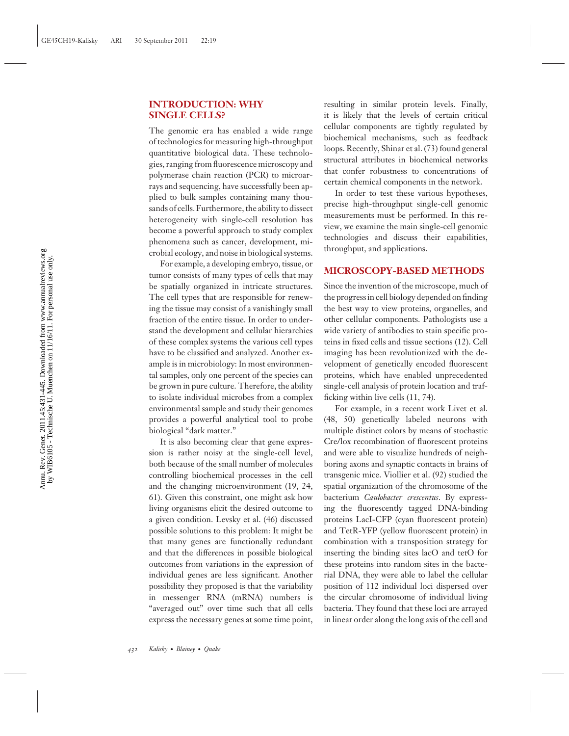## INTRODUCTION: WHY SINGLE CELLS?

The genomic era has enabled a wide range of technologies for measuring high-throughput quantitative biological data. These technologies, ranging from fluorescence microscopy and polymerase chain reaction (PCR) to microarrays and sequencing, have successfully been applied to bulk samples containing many thousands of cells. Furthermore, the ability to dissect heterogeneity with single-cell resolution has become a powerful approach to study complex phenomena such as cancer, development, microbial ecology, and noise in biological systems.

For example, a developing embryo, tissue, or tumor consists of many types of cells that may be spatially organized in intricate structures. The cell types that are responsible for renewing the tissue may consist of a vanishingly small fraction of the entire tissue. In order to understand the development and cellular hierarchies of these complex systems the various cell types have to be classified and analyzed. Another example is in microbiology: In most environmental samples, only one percent of the species can be grown in pure culture. Therefore, the ability to isolate individual microbes from a complex environmental sample and study their genomes provides a powerful analytical tool to probe biological "dark matter."

It is also becoming clear that gene expression is rather noisy at the single-cell level, both because of the small number of molecules controlling biochemical processes in the cell and the changing microenvironment (19, 24, 61). Given this constraint, one might ask how living organisms elicit the desired outcome to a given condition. Levsky et al. (46) discussed possible solutions to this problem: It might be that many genes are functionally redundant and that the differences in possible biological outcomes from variations in the expression of individual genes are less significant. Another possibility they proposed is that the variability in messenger RNA (mRNA) numbers is "averaged out" over time such that all cells express the necessary genes at some time point, resulting in similar protein levels. Finally, it is likely that the levels of certain critical cellular components are tightly regulated by biochemical mechanisms, such as feedback loops. Recently, Shinar et al. (73) found general structural attributes in biochemical networks that confer robustness to concentrations of certain chemical components in the network.

In order to test these various hypotheses, precise high-throughput single-cell genomic measurements must be performed. In this review, we examine the main single-cell genomic technologies and discuss their capabilities, throughput, and applications.

## MICROSCOPY-BASED METHODS

Since the invention of the microscope, much of the progress in cell biology depended on finding the best way to view proteins, organelles, and other cellular components. Pathologists use a wide variety of antibodies to stain specific proteins in fixed cells and tissue sections (12). Cell imaging has been revolutionized with the development of genetically encoded fluorescent proteins, which have enabled unprecedented single-cell analysis of protein location and trafficking within live cells (11, 74).

For example, in a recent work Livet et al. (48, 50) genetically labeled neurons with multiple distinct colors by means of stochastic Cre/lox recombination of fluorescent proteins and were able to visualize hundreds of neighboring axons and synaptic contacts in brains of transgenic mice. Viollier et al. (92) studied the spatial organization of the chromosome of the bacterium *Caulobacter crescentus*. By expressing the fluorescently tagged DNA-binding proteins LacI-CFP (cyan fluorescent protein) and TetR-YFP (yellow fluorescent protein) in combination with a transposition strategy for inserting the binding sites lacO and tetO for these proteins into random sites in the bacterial DNA, they were able to label the cellular position of 112 individual loci dispersed over the circular chromosome of individual living bacteria. They found that these loci are arrayed in linear order along the long axis of the cell and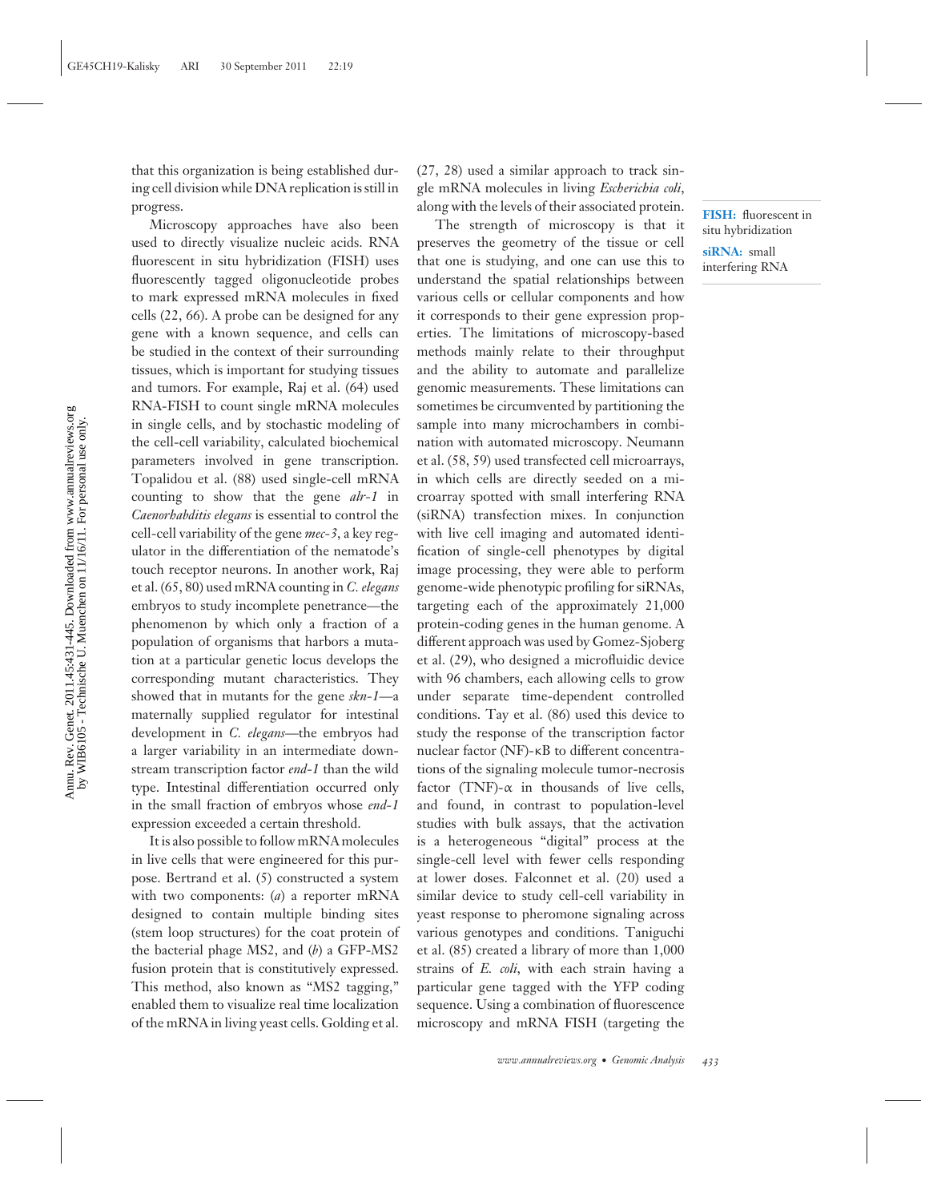that this organization is being established during cell division while DNA replication is still in progress.

Microscopy approaches have also been used to directly visualize nucleic acids. RNA fluorescent in situ hybridization (FISH) uses fluorescently tagged oligonucleotide probes to mark expressed mRNA molecules in fixed cells (22, 66). A probe can be designed for any gene with a known sequence, and cells can be studied in the context of their surrounding tissues, which is important for studying tissues and tumors. For example, Raj et al. (64) used RNA-FISH to count single mRNA molecules in single cells, and by stochastic modeling of the cell-cell variability, calculated biochemical parameters involved in gene transcription. Topalidou et al. (88) used single-cell mRNA counting to show that the gene *alr-1* in *Caenorhabditis elegans* is essential to control the cell-cell variability of the gene *mec-3*, a key regulator in the differentiation of the nematode's touch receptor neurons. In another work, Raj et al. (65, 80) used mRNA counting in *C. elegans* embryos to study incomplete penetrance—the phenomenon by which only a fraction of a population of organisms that harbors a mutation at a particular genetic locus develops the corresponding mutant characteristics. They showed that in mutants for the gene *skn-1*—a maternally supplied regulator for intestinal development in *C. elegans*—the embryos had a larger variability in an intermediate downstream transcription factor *end-1* than the wild type. Intestinal differentiation occurred only in the small fraction of embryos whose *end-1* expression exceeded a certain threshold.

It is also possible to follow mRNA molecules in live cells that were engineered for this purpose. Bertrand et al. (5) constructed a system with two components: (*a*) a reporter mRNA designed to contain multiple binding sites (stem loop structures) for the coat protein of the bacterial phage MS2, and (*b*) a GFP-MS2 fusion protein that is constitutively expressed. This method, also known as "MS2 tagging," enabled them to visualize real time localization of the mRNA in living yeast cells. Golding et al. (27, 28) used a similar approach to track single mRNA molecules in living *Escherichia coli*, along with the levels of their associated protein.

**FISH:** fluorescent in situ hybridization

**siRNA:** small interfering RNA

The strength of microscopy is that it preserves the geometry of the tissue or cell that one is studying, and one can use this to understand the spatial relationships between various cells or cellular components and how it corresponds to their gene expression properties. The limitations of microscopy-based methods mainly relate to their throughput and the ability to automate and parallelize genomic measurements. These limitations can sometimes be circumvented by partitioning the sample into many microchambers in combination with automated microscopy. Neumann et al. (58, 59) used transfected cell microarrays, in which cells are directly seeded on a microarray spotted with small interfering RNA (siRNA) transfection mixes. In conjunction with live cell imaging and automated identification of single-cell phenotypes by digital image processing, they were able to perform genome-wide phenotypic profiling for siRNAs, targeting each of the approximately 21,000 protein-coding genes in the human genome. A different approach was used by Gomez-Sjoberg et al. (29), who designed a microfluidic device with 96 chambers, each allowing cells to grow under separate time-dependent controlled conditions. Tay et al. (86) used this device to study the response of the transcription factor nuclear factor (NF)-κB to different concentrations of the signaling molecule tumor-necrosis factor (TNF)-α in thousands of live cells, and found, in contrast to population-level studies with bulk assays, that the activation is a heterogeneous "digital" process at the single-cell level with fewer cells responding at lower doses. Falconnet et al. (20) used a similar device to study cell-cell variability in yeast response to pheromone signaling across various genotypes and conditions. Taniguchi et al. (85) created a library of more than 1,000 strains of *E. coli*, with each strain having a particular gene tagged with the YFP coding sequence. Using a combination of fluorescence microscopy and mRNA FISH (targeting the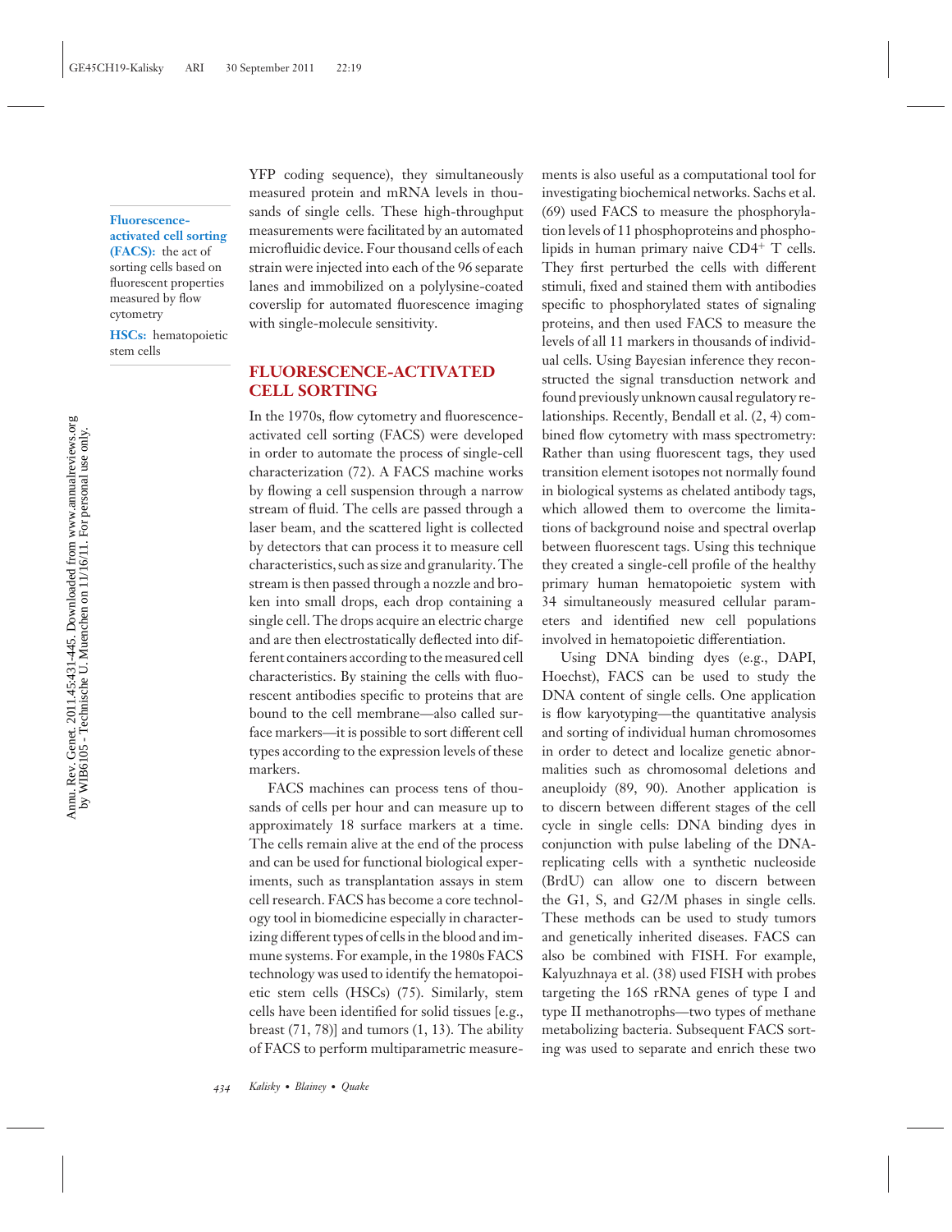YFP coding sequence), they simultaneously measured protein and mRNA levels in thousands of single cells. These high-throughput measurements were facilitated by an automated microfluidic device. Four thousand cells of each strain were injected into each of the 96 separate lanes and immobilized on a polylysine-coated coverslip for automated fluorescence imaging with single-molecule sensitivity.

**Fluorescence-activated cell sorting (FACS):** the act of sorting cells based on fluorescent properties measured by flow cytometry

**HSCs:** hematopoietic stem cells

## FLUORESCENCE-ACTIVATED CELL SORTING

In the 1970s, flow cytometry and fluorescence-activated cell sorting (FACS) were developed in order to automate the process of single-cell characterization (72). A FACS machine works by flowing a cell suspension through a narrow stream of fluid. The cells are passed through a laser beam, and the scattered light is collected by detectors that can process it to measure cell characteristics, such as size and granularity. The stream is then passed through a nozzle and broken into small drops, each drop containing a single cell. The drops acquire an electric charge and are then electrostatically deflected into different containers according to the measured cell characteristics. By staining the cells with fluorescent antibodies specific to proteins that are bound to the cell membrane—also called surface markers—it is possible to sort different cell types according to the expression levels of these markers.

FACS machines can process tens of thousands of cells per hour and can measure up to approximately 18 surface markers at a time. The cells remain alive at the end of the process and can be used for functional biological experiments, such as transplantation assays in stem cell research. FACS has become a core technology tool in biomedicine especially in characterizing different types of cells in the blood and immune systems. For example, in the 1980s FACS technology was used to identify the hematopoietic stem cells (HSCs) (75). Similarly, stem cells have been identified for solid tissues [e.g., breast (71, 78)] and tumors (1, 13). The ability of FACS to perform multiparametric measurements is also useful as a computational tool for investigating biochemical networks. Sachs et al. (69) used FACS to measure the phosphorylation levels of 11 phosphoproteins and phospholipids in human primary naive $CD4^+$ T cells. They first perturbed the cells with different stimuli, fixed and stained them with antibodies specific to phosphorylated states of signaling proteins, and then used FACS to measure the levels of all 11 markers in thousands of individual cells. Using Bayesian inference they reconstructed the signal transduction network and found previously unknown causal regulatory relationships. Recently, Bendall et al. (2, 4) combined flow cytometry with mass spectrometry: Rather than using fluorescent tags, they used transition element isotopes not normally found in biological systems as chelated antibody tags, which allowed them to overcome the limitations of background noise and spectral overlap between fluorescent tags. Using this technique they created a single-cell profile of the healthy primary human hematopoietic system with 34 simultaneously measured cellular parameters and identified new cell populations involved in hematopoietic differentiation.

Using DNA binding dyes (e.g., DAPI, Hoechst), FACS can be used to study the DNA content of single cells. One application is flow karyotyping—the quantitative analysis and sorting of individual human chromosomes in order to detect and localize genetic abnormalities such as chromosomal deletions and aneuploidy (89, 90). Another application is to discern between different stages of the cell cycle in single cells: DNA binding dyes in conjunction with pulse labeling of the DNA-replicating cells with a synthetic nucleoside (BrdU) can allow one to discern between the G1, S, and G2/M phases in single cells. These methods can be used to study tumors and genetically inherited diseases. FACS can also be combined with FISH. For example, Kalyuzhnaya et al. (38) used FISH with probes targeting the 16S rRNA genes of type I and type II methanotrophs—two types of methane metabolizing bacteria. Subsequent FACS sorting was used to separate and enrich these two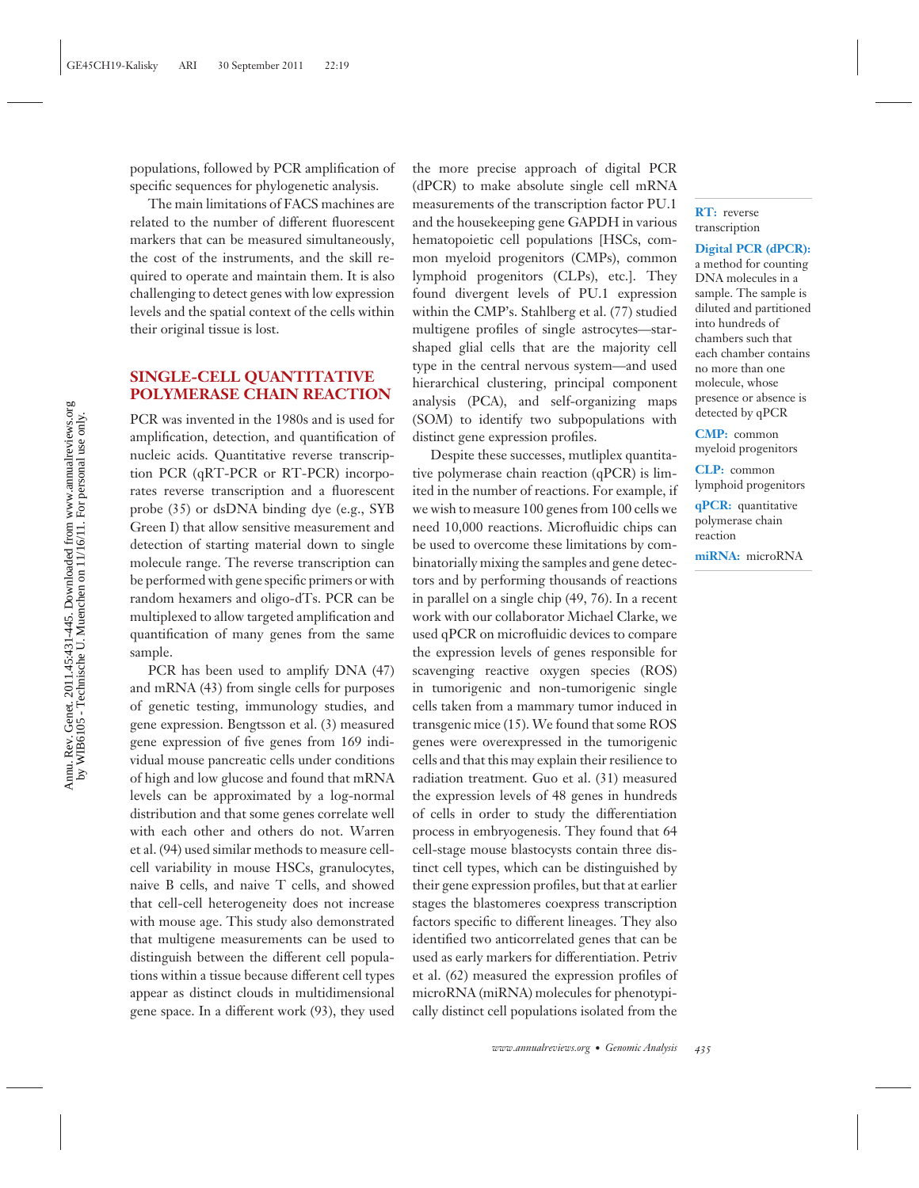populations, followed by PCR amplification of specific sequences for phylogenetic analysis.

The main limitations of FACS machines are related to the number of different fluorescent markers that can be measured simultaneously, the cost of the instruments, and the skill required to operate and maintain them. It is also challenging to detect genes with low expression levels and the spatial context of the cells within their original tissue is lost.

## SINGLE-CELL QUANTITATIVE POLYMERASE CHAIN REACTION

PCR was invented in the 1980s and is used for amplification, detection, and quantification of nucleic acids. Quantitative reverse transcription PCR (qRT-PCR or RT-PCR) incorporates reverse transcription and a fluorescent probe (35) or dsDNA binding dye (e.g., SYB Green I) that allow sensitive measurement and detection of starting material down to single molecule range. The reverse transcription can be performed with gene specific primers or with random hexamers and oligo-dTs. PCR can be multiplexed to allow targeted amplification and quantification of many genes from the same sample.

PCR has been used to amplify DNA (47) and mRNA (43) from single cells for purposes of genetic testing, immunology studies, and gene expression. Bengtsson et al. (3) measured gene expression of five genes from 169 individual mouse pancreatic cells under conditions of high and low glucose and found that mRNA levels can be approximated by a log-normal distribution and that some genes correlate well with each other and others do not. Warren et al. (94) used similar methods to measure cell-cell variability in mouse HSCs, granulocytes, naive B cells, and naive T cells, and showed that cell-cell heterogeneity does not increase with mouse age. This study also demonstrated that multigene measurements can be used to distinguish between the different cell populations within a tissue because different cell types appear as distinct clouds in multidimensional gene space. In a different work (93), they used the more precise approach of digital PCR (dPCR) to make absolute single cell mRNA measurements of the transcription factor PU.1 and the housekeeping gene GAPDH in various hematopoietic cell populations [HSCs, common myeloid progenitors (CMPs), common lymphoid progenitors (CLPs), etc.]. They found divergent levels of PU.1 expression within the CMP's. Stahlberg et al. (77) studied multigene profiles of single astrocytes—star-shaped glial cells that are the majority cell type in the central nervous system—and used hierarchical clustering, principal component analysis (PCA), and self-organizing maps (SOM) to identify two subpopulations with distinct gene expression profiles.

Despite these successes, mutliplex quantitative polymerase chain reaction (qPCR) is limited in the number of reactions. For example, if we wish to measure 100 genes from 100 cells we need 10,000 reactions. Microfluidic chips can be used to overcome these limitations by combinatorially mixing the samples and gene detectors and by performing thousands of reactions in parallel on a single chip (49, 76). In a recent work with our collaborator Michael Clarke, we used qPCR on microfluidic devices to compare the expression levels of genes responsible for scavenging reactive oxygen species (ROS) in tumorigenic and non-tumorigenic single cells taken from a mammary tumor induced in transgenic mice (15). We found that some ROS genes were overexpressed in the tumorigenic cells and that this may explain their resilience to radiation treatment. Guo et al. (31) measured the expression levels of 48 genes in hundreds of cells in order to study the differentiation process in embryogenesis. They found that 64 cell-stage mouse blastocysts contain three distinct cell types, which can be distinguished by their gene expression profiles, but that at earlier stages the blastomeres coexpress transcription factors specific to different lineages. They also identified two anticorrelated genes that can be used as early markers for differentiation. Petriv et al. (62) measured the expression profiles of microRNA (miRNA) molecules for phenotypically distinct cell populations isolated from the

**RT:** reverse transcription

**Digital PCR (dPCR):** a method for counting DNA molecules in a sample. The sample is diluted and partitioned into hundreds of chambers such that each chamber contains no more than one molecule, whose presence or absence is detected by qPCR

**CMP:** common myeloid progenitors

**CLP:** common lymphoid progenitors

**qPCR:** quantitative polymerase chain reaction

**miRNA:** microRNA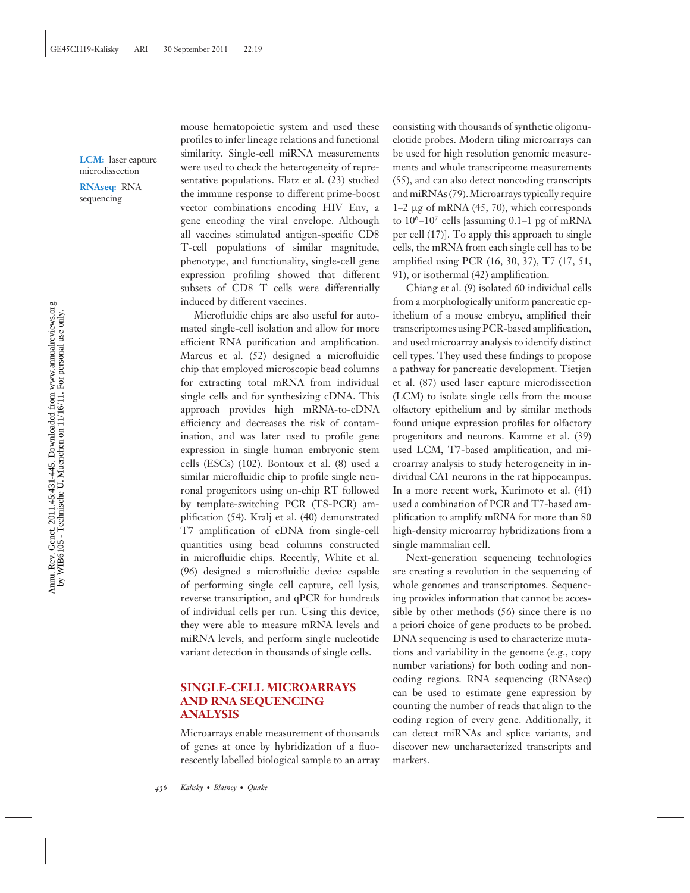mouse hematopoietic system and used these profiles to infer lineage relations and functional similarity. Single-cell miRNA measurements were used to check the heterogeneity of representative populations. Flatz et al. (23) studied the immune response to different prime-boost vector combinations encoding HIV Env, a gene encoding the viral envelope. Although all vaccines stimulated antigen-specific CD8 T-cell populations of similar magnitude, phenotype, and functionality, single-cell gene expression profiling showed that different subsets of CD8 T cells were differentially induced by different vaccines.

**LCM:** laser capture microdissection

**RNAseq:** RNA sequencing

Microfluidic chips are also useful for automated single-cell isolation and allow for more efficient RNA purification and amplification. Marcus et al. (52) designed a microfluidic chip that employed microscopic bead columns for extracting total mRNA from individual single cells and for synthesizing cDNA. This approach provides high mRNA-to-cDNA efficiency and decreases the risk of contamination, and was later used to profile gene expression in single human embryonic stem cells (ESCs) (102). Bontoux et al. (8) used a similar microfluidic chip to profile single neuronal progenitors using on-chip RT followed by template-switching PCR (TS-PCR) amplification (54). Kralj et al. (40) demonstrated T7 amplification of cDNA from single-cell quantities using bead columns constructed in microfluidic chips. Recently, White et al. (96) designed a microfluidic device capable of performing single cell capture, cell lysis, reverse transcription, and qPCR for hundreds of individual cells per run. Using this device, they were able to measure mRNA levels and miRNA levels, and perform single nucleotide variant detection in thousands of single cells.

## SINGLE-CELL MICROARRAYS AND RNA SEQUENCING ANALYSIS

Microarrays enable measurement of thousands of genes at once by hybridization of a fluorescently labelled biological sample to an array consisting with thousands of synthetic oligonuclotide probes. Modern tiling microarrays can be used for high resolution genomic measurements and whole transcriptome measurements (55), and can also detect noncoding transcripts and miRNAs (79). Microarrays typically require 1–2 μg of mRNA (45, 70), which corresponds to $10^6$–$10^7$ cells [assuming 0.1–1 pg of mRNA per cell (17)]. To apply this approach to single cells, the mRNA from each single cell has to be amplified using PCR (16, 30, 37), T7 (17, 51, 91), or isothermal (42) amplification.

Chiang et al. (9) isolated 60 individual cells from a morphologically uniform pancreatic epithelium of a mouse embryo, amplified their transcriptomes using PCR-based amplification, and used microarray analysis to identify distinct cell types. They used these findings to propose a pathway for pancreatic development. Tietjen et al. (87) used laser capture microdissection (LCM) to isolate single cells from the mouse olfactory epithelium and by similar methods found unique expression profiles for olfactory progenitors and neurons. Kamme et al. (39) used LCM, T7-based amplification, and microarray analysis to study heterogeneity in individual CA1 neurons in the rat hippocampus. In a more recent work, Kurimoto et al. (41) used a combination of PCR and T7-based amplification to amplify mRNA for more than 80 high-density microarray hybridizations from a single mammalian cell.

Next-generation sequencing technologies are creating a revolution in the sequencing of whole genomes and transcriptomes. Sequencing provides information that cannot be accessible by other methods (56) since there is no a priori choice of gene products to be probed. DNA sequencing is used to characterize mutations and variability in the genome (e.g., copy number variations) for both coding and noncoding regions. RNA sequencing (RNAseq) can be used to estimate gene expression by counting the number of reads that align to the coding region of every gene. Additionally, it can detect miRNAs and splice variants, and discover new uncharacterized transcripts and markers.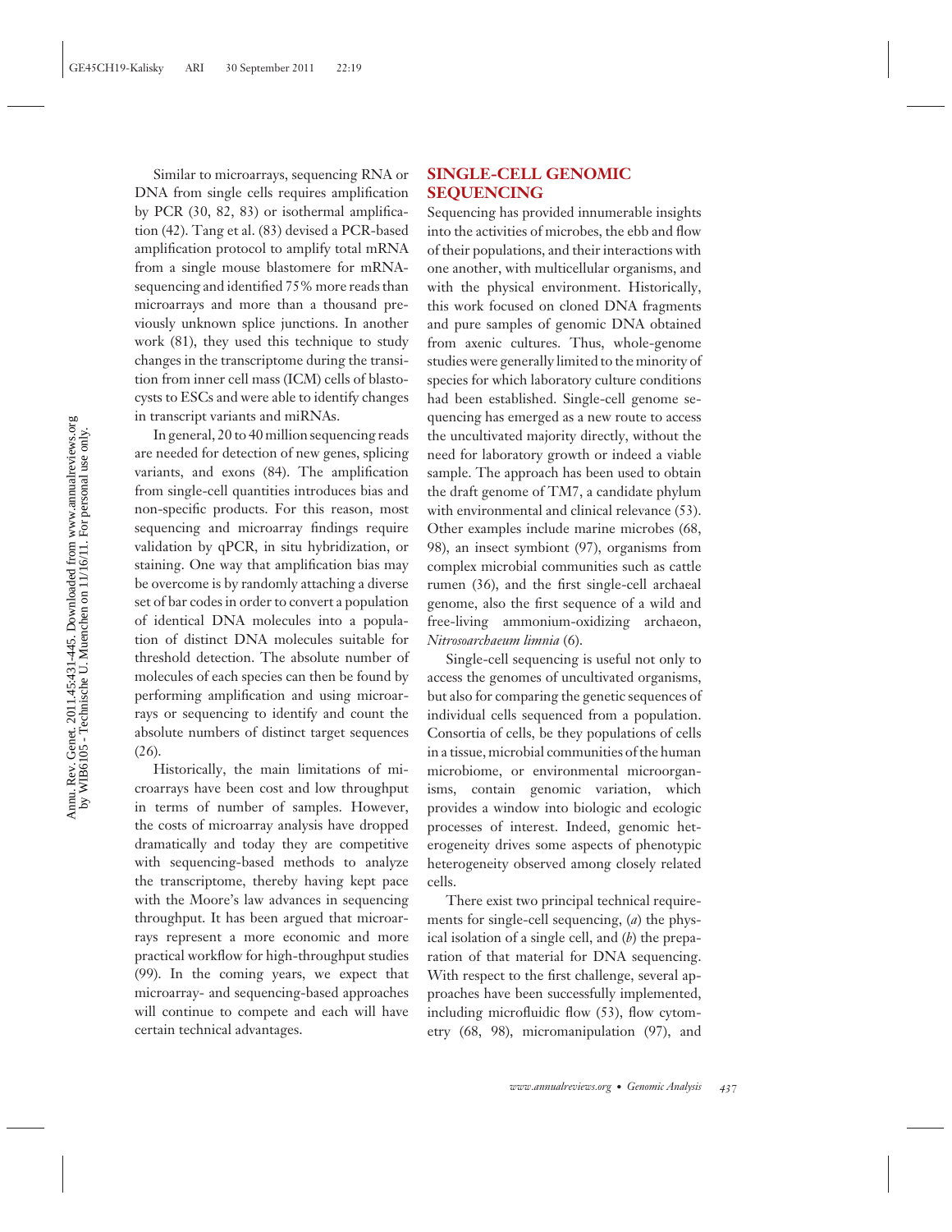Similar to microarrays, sequencing RNA or DNA from single cells requires amplification by PCR (30, 82, 83) or isothermal amplification (42). Tang et al. (83) devised a PCR-based amplification protocol to amplify total mRNA from a single mouse blastomere for mRNA-sequencing and identified 75% more reads than microarrays and more than a thousand previously unknown splice junctions. In another work (81), they used this technique to study changes in the transcriptome during the transition from inner cell mass (ICM) cells of blastocysts to ESCs and were able to identify changes in transcript variants and miRNAs.

In general, 20 to 40 million sequencing reads are needed for detection of new genes, splicing variants, and exons (84). The amplification from single-cell quantities introduces bias and non-specific products. For this reason, most sequencing and microarray findings require validation by qPCR, in situ hybridization, or staining. One way that amplification bias may be overcome is by randomly attaching a diverse set of bar codes in order to convert a population of identical DNA molecules into a population of distinct DNA molecules suitable for threshold detection. The absolute number of molecules of each species can then be found by performing amplification and using microarrays or sequencing to identify and count the absolute numbers of distinct target sequences (26).

Historically, the main limitations of microarrays have been cost and low throughput in terms of number of samples. However, the costs of microarray analysis have dropped dramatically and today they are competitive with sequencing-based methods to analyze the transcriptome, thereby having kept pace with the Moore's law advances in sequencing throughput. It has been argued that microarrays represent a more economic and more practical workflow for high-throughput studies (99). In the coming years, we expect that microarray- and sequencing-based approaches will continue to compete and each will have certain technical advantages.

## SINGLE-CELL GENOMIC SEQUENCING

Sequencing has provided innumerable insights into the activities of microbes, the ebb and flow of their populations, and their interactions with one another, with multicellular organisms, and with the physical environment. Historically, this work focused on cloned DNA fragments and pure samples of genomic DNA obtained from axenic cultures. Thus, whole-genome studies were generally limited to the minority of species for which laboratory culture conditions had been established. Single-cell genome sequencing has emerged as a new route to access the uncultivated majority directly, without the need for laboratory growth or indeed a viable sample. The approach has been used to obtain the draft genome of TM7, a candidate phylum with environmental and clinical relevance (53). Other examples include marine microbes (68, 98), an insect symbiont (97), organisms from complex microbial communities such as cattle rumen (36), and the first single-cell archaeal genome, also the first sequence of a wild and free-living ammonium-oxidizing archaeon, *Nitrosoarchaeum limnia* (6).

Single-cell sequencing is useful not only to access the genomes of uncultivated organisms, but also for comparing the genetic sequences of individual cells sequenced from a population. Consortia of cells, be they populations of cells in a tissue, microbial communities of the human microbiome, or environmental microorganisms, contain genomic variation, which provides a window into biologic and ecologic processes of interest. Indeed, genomic heterogeneity drives some aspects of phenotypic heterogeneity observed among closely related cells.

There exist two principal technical requirements for single-cell sequencing, (*a*) the physical isolation of a single cell, and (*b*) the preparation of that material for DNA sequencing. With respect to the first challenge, several approaches have been successfully implemented, including microfluidic flow (53), flow cytometry (68, 98), micromanipulation (97), and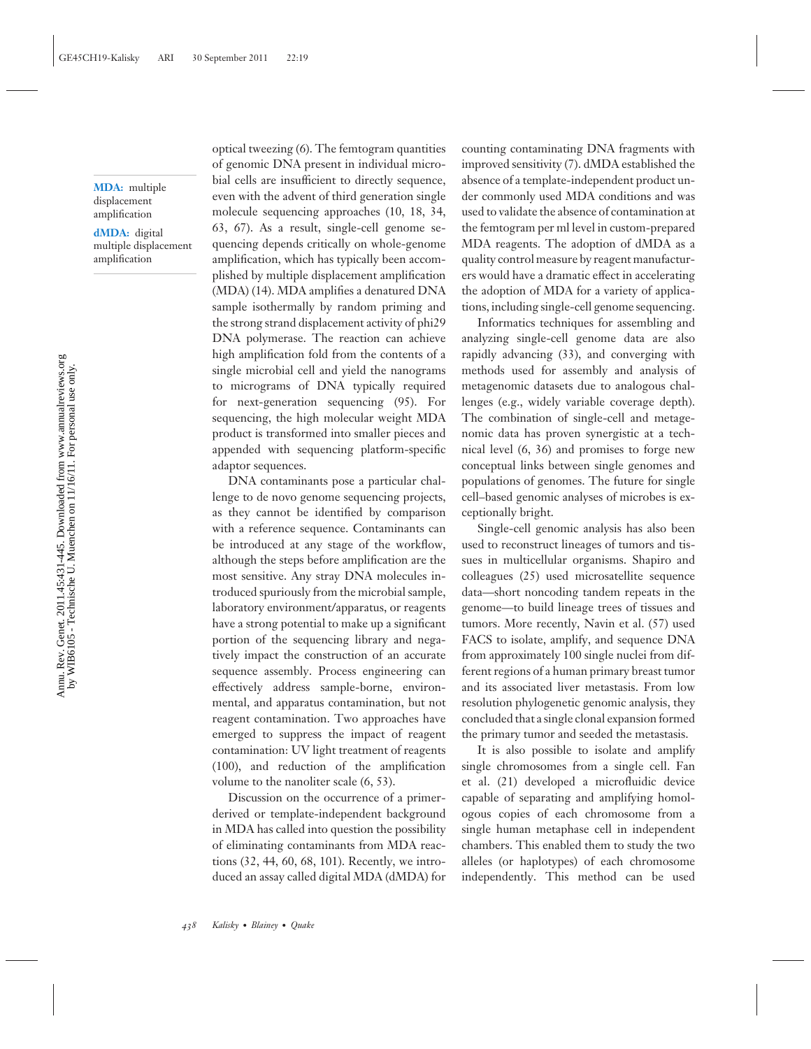**MDA:** multiple displacement amplification

**dMDA:** digital multiple displacement amplification

optical tweezing (6). The femtogram quantities of genomic DNA present in individual microbial cells are insufficient to directly sequence, even with the advent of third generation single molecule sequencing approaches (10, 18, 34, 63, 67). As a result, single-cell genome sequencing depends critically on whole-genome amplification, which has typically been accomplished by multiple displacement amplification (MDA) (14). MDA amplifies a denatured DNA sample isothermally by random priming and the strong strand displacement activity of phi29 DNA polymerase. The reaction can achieve high amplification fold from the contents of a single microbial cell and yield the nanograms to micrograms of DNA typically required for next-generation sequencing (95). For sequencing, the high molecular weight MDA product is transformed into smaller pieces and appended with sequencing platform-specific adaptor sequences.

DNA contaminants pose a particular challenge to de novo genome sequencing projects, as they cannot be identified by comparison with a reference sequence. Contaminants can be introduced at any stage of the workflow, although the steps before amplification are the most sensitive. Any stray DNA molecules introduced spuriously from the microbial sample, laboratory environment/apparatus, or reagents have a strong potential to make up a significant portion of the sequencing library and negatively impact the construction of an accurate sequence assembly. Process engineering can effectively address sample-borne, environmental, and apparatus contamination, but not reagent contamination. Two approaches have emerged to suppress the impact of reagent contamination: UV light treatment of reagents (100), and reduction of the amplification volume to the nanoliter scale (6, 53).

Discussion on the occurrence of a primer-derived or template-independent background in MDA has called into question the possibility of eliminating contaminants from MDA reactions (32, 44, 60, 68, 101). Recently, we introduced an assay called digital MDA (dMDA) for counting contaminating DNA fragments with improved sensitivity (7). dMDA established the absence of a template-independent product under commonly used MDA conditions and was used to validate the absence of contamination at the femtogram per ml level in custom-prepared MDA reagents. The adoption of dMDA as a quality control measure by reagent manufacturers would have a dramatic effect in accelerating the adoption of MDA for a variety of applications, including single-cell genome sequencing.

Informatics techniques for assembling and analyzing single-cell genome data are also rapidly advancing (33), and converging with methods used for assembly and analysis of metagenomic datasets due to analogous challenges (e.g., widely variable coverage depth). The combination of single-cell and metagenomic data has proven synergistic at a technical level (6, 36) and promises to forge new conceptual links between single genomes and populations of genomes. The future for single cell–based genomic analyses of microbes is exceptionally bright.

Single-cell genomic analysis has also been used to reconstruct lineages of tumors and tissues in multicellular organisms. Shapiro and colleagues (25) used microsatellite sequence data—short noncoding tandem repeats in the genome—to build lineage trees of tissues and tumors. More recently, Navin et al. (57) used FACS to isolate, amplify, and sequence DNA from approximately 100 single nuclei from different regions of a human primary breast tumor and its associated liver metastasis. From low resolution phylogenetic genomic analysis, they concluded that a single clonal expansion formed the primary tumor and seeded the metastasis.

It is also possible to isolate and amplify single chromosomes from a single cell. Fan et al. (21) developed a microfluidic device capable of separating and amplifying homologous copies of each chromosome from a single human metaphase cell in independent chambers. This enabled them to study the two alleles (or haplotypes) of each chromosome independently. This method can be used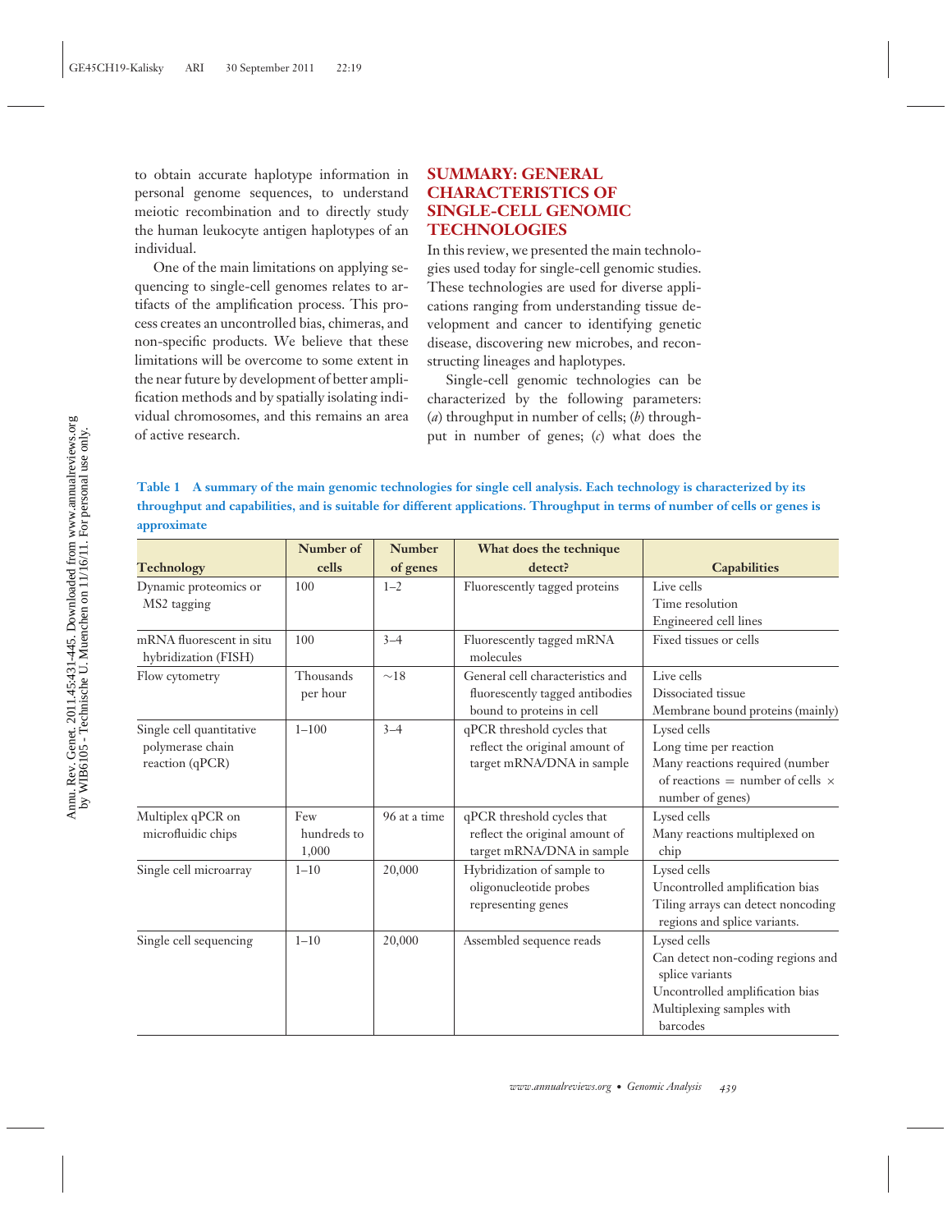to obtain accurate haplotype information in personal genome sequences, to understand meiotic recombination and to directly study the human leukocyte antigen haplotypes of an individual.

One of the main limitations on applying sequencing to single-cell genomes relates to artifacts of the amplification process. This process creates an uncontrolled bias, chimeras, and non-specific products. We believe that these limitations will be overcome to some extent in the near future by development of better amplification methods and by spatially isolating individual chromosomes, and this remains an area of active research.

## SUMMARY: GENERAL CHARACTERISTICS OF SINGLE-CELL GENOMIC TECHNOLOGIES

In this review, we presented the main technologies used today for single-cell genomic studies. These technologies are used for diverse applications ranging from understanding tissue development and cancer to identifying genetic disease, discovering new microbes, and reconstructing lineages and haplotypes.

Single-cell genomic technologies can be characterized by the following parameters: (*a*) throughput in number of cells; (*b*) throughput in number of genes; (*c*) what does the

**Table 1 A summary of the main genomic technologies for single cell analysis. Each technology is characterized by its throughput and capabilities, and is suitable for different applications. Throughput in terms of number of cells or genes is approximate**

| Technology | Number of cells | Number of genes | What does the technique detect? | Capabilities |
|---|---|---|---|---|
| Dynamic proteomics or MS2 tagging | 100 | 1–2 | Fluorescently tagged proteins | Live cells<br>Time resolution<br>Engineered cell lines |
| mRNA fluorescent in situ hybridization (FISH) | 100 | 3–4 | Fluorescently tagged mRNA molecules | Fixed tissues or cells |
| Flow cytometry | Thousands per hour | ~18 | General cell characteristics and fluorescently tagged antibodies bound to proteins in cell | Live cells<br>Dissociated tissue<br>Membrane bound proteins (mainly) |
| Single cell quantitative polymerase chain reaction (qPCR) | 1–100 | 3–4 | qPCR threshold cycles that reflect the original amount of target mRNA/DNA in sample | Lysed cells<br>Long time per reaction<br>Many reactions required (number of reactions = number of cells × number of genes) |
| Multiplex qPCR on microfluidic chips | Few hundreds to 1,000 | 96 at a time | qPCR threshold cycles that reflect the original amount of target mRNA/DNA in sample | Lysed cells<br>Many reactions multiplexed on chip |
| Single cell microarray | 1–10 | 20,000 | Hybridization of sample to oligonucleotide probes representing genes | Lysed cells<br>Uncontrolled amplification bias<br>Tiling arrays can detect noncoding regions and splice variants. |
| Single cell sequencing | 1–10 | 20,000 | Assembled sequence reads | Lysed cells<br>Can detect non-coding regions and splice variants<br>Uncontrolled amplification bias<br>Multiplexing samples with barcodes |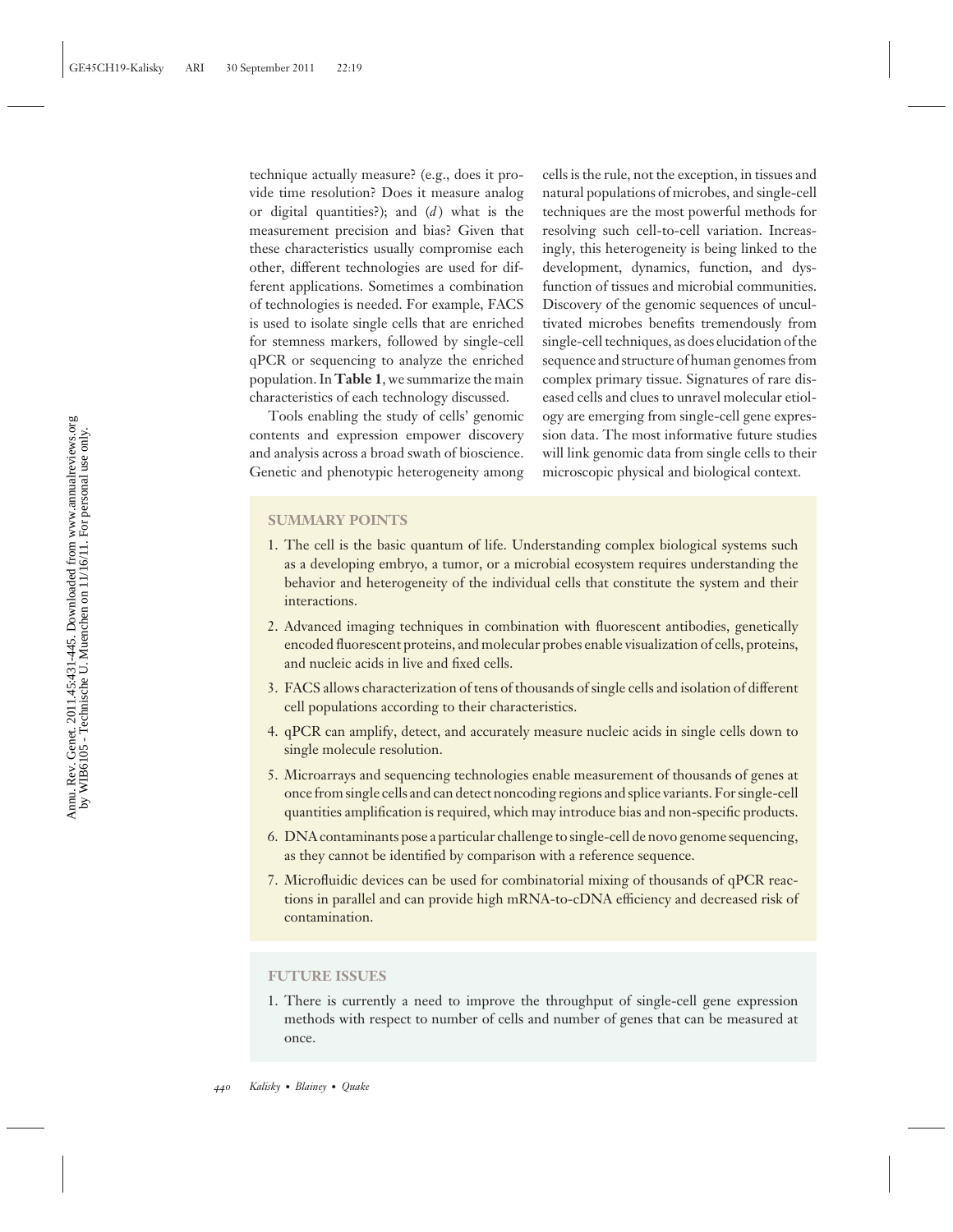technique actually measure? (e.g., does it provide time resolution? Does it measure analog or digital quantities?); and (*d*) what is the measurement precision and bias? Given that these characteristics usually compromise each other, different technologies are used for different applications. Sometimes a combination of technologies is needed. For example, FACS is used to isolate single cells that are enriched for stemness markers, followed by single-cell qPCR or sequencing to analyze the enriched population. In **Table 1**, we summarize the main characteristics of each technology discussed.

Tools enabling the study of cells' genomic contents and expression empower discovery and analysis across a broad swath of bioscience. Genetic and phenotypic heterogeneity among cells is the rule, not the exception, in tissues and natural populations of microbes, and single-cell techniques are the most powerful methods for resolving such cell-to-cell variation. Increasingly, this heterogeneity is being linked to the development, dynamics, function, and dysfunction of tissues and microbial communities. Discovery of the genomic sequences of uncultivated microbes benefits tremendously from single-cell techniques, as does elucidation of the sequence and structure of human genomes from complex primary tissue. Signatures of rare diseased cells and clues to unravel molecular etiology are emerging from single-cell gene expression data. The most informative future studies will link genomic data from single cells to their microscopic physical and biological context.

## SUMMARY POINTS

1. The cell is the basic quantum of life. Understanding complex biological systems such as a developing embryo, a tumor, or a microbial ecosystem requires understanding the behavior and heterogeneity of the individual cells that constitute the system and their interactions.
2. Advanced imaging techniques in combination with fluorescent antibodies, genetically encoded fluorescent proteins, and molecular probes enable visualization of cells, proteins, and nucleic acids in live and fixed cells.
3. FACS allows characterization of tens of thousands of single cells and isolation of different cell populations according to their characteristics.
4. qPCR can amplify, detect, and accurately measure nucleic acids in single cells down to single molecule resolution.
5. Microarrays and sequencing technologies enable measurement of thousands of genes at once from single cells and can detect noncoding regions and splice variants. For single-cell quantities amplification is required, which may introduce bias and non-specific products.
6. DNA contaminants pose a particular challenge to single-cell de novo genome sequencing, as they cannot be identified by comparison with a reference sequence.
7. Microfluidic devices can be used for combinatorial mixing of thousands of qPCR reactions in parallel and can provide high mRNA-to-cDNA efficiency and decreased risk of contamination.

## FUTURE ISSUES

1. There is currently a need to improve the throughput of single-cell gene expression methods with respect to number of cells and number of genes that can be measured at once.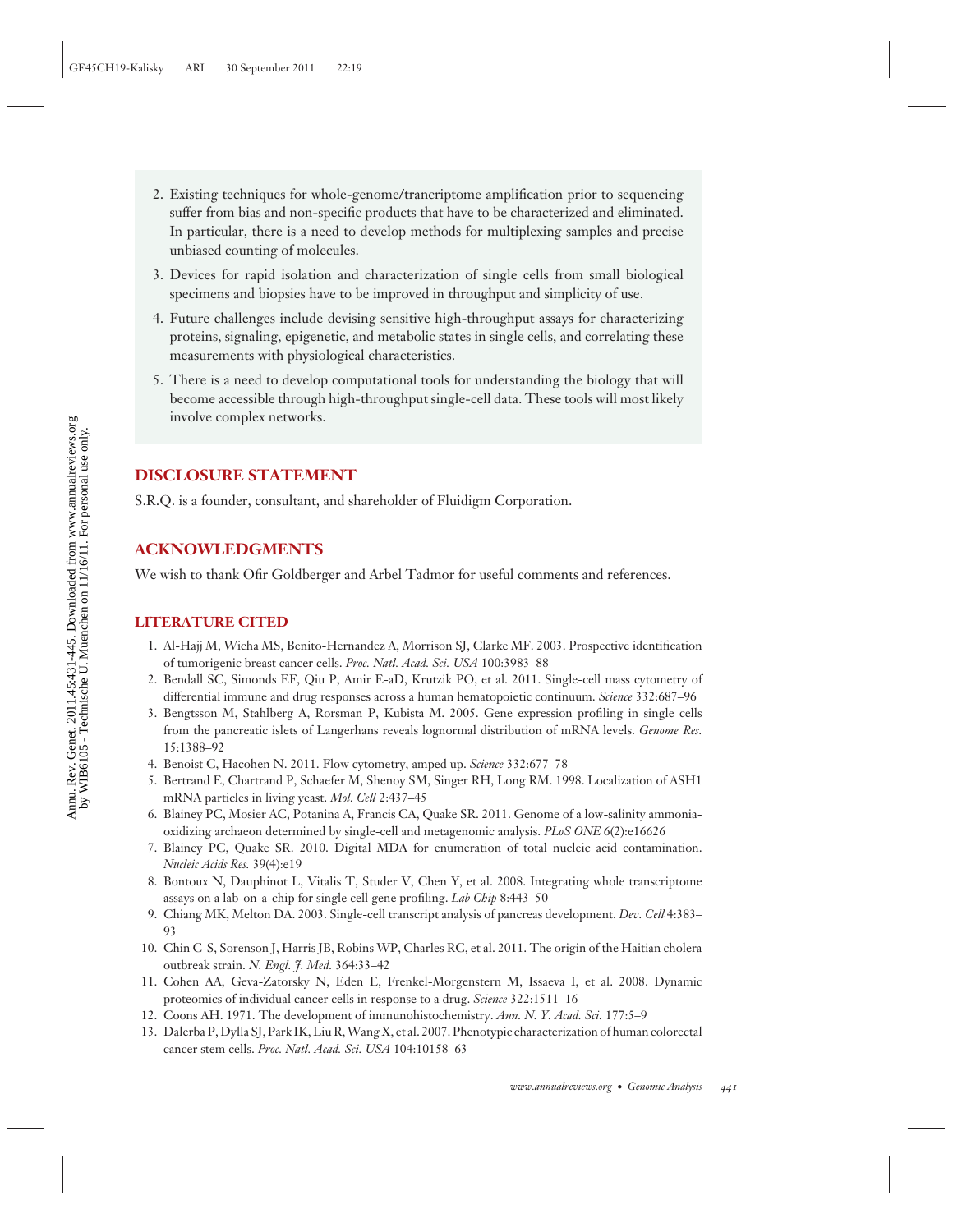2. Existing techniques for whole-genome/trancriptome amplification prior to sequencing suffer from bias and non-specific products that have to be characterized and eliminated. In particular, there is a need to develop methods for multiplexing samples and precise unbiased counting of molecules.
3. Devices for rapid isolation and characterization of single cells from small biological specimens and biopsies have to be improved in throughput and simplicity of use.
4. Future challenges include devising sensitive high-throughput assays for characterizing proteins, signaling, epigenetic, and metabolic states in single cells, and correlating these measurements with physiological characteristics.
5. There is a need to develop computational tools for understanding the biology that will become accessible through high-throughput single-cell data. These tools will most likely involve complex networks.

## DISCLOSURE STATEMENT

S.R.Q. is a founder, consultant, and shareholder of Fluidigm Corporation.

## ACKNOWLEDGMENTS

We wish to thank Ofir Goldberger and Arbel Tadmor for useful comments and references.

## LITERATURE CITED

1. Al-Hajj M, Wicha MS, Benito-Hernandez A, Morrison SJ, Clarke MF. 2003. Prospective identification of tumorigenic breast cancer cells. *Proc. Natl. Acad. Sci. USA* 100:3983–88
2. Bendall SC, Simonds EF, Qiu P, Amir E-aD, Krutzik PO, et al. 2011. Single-cell mass cytometry of differential immune and drug responses across a human hematopoietic continuum. *Science* 332:687–96
3. Bengtsson M, Stahlberg A, Rorsman P, Kubista M. 2005. Gene expression profiling in single cells from the pancreatic islets of Langerhans reveals lognormal distribution of mRNA levels. *Genome Res.* 15:1388–92
4. Benoist C, Hacohen N. 2011. Flow cytometry, amped up. *Science* 332:677–78
5. Bertrand E, Chartrand P, Schaefer M, Shenoy SM, Singer RH, Long RM. 1998. Localization of ASH1 mRNA particles in living yeast. *Mol. Cell* 2:437–45
6. Blainey PC, Mosier AC, Potanina A, Francis CA, Quake SR. 2011. Genome of a low-salinity ammonia-oxidizing archaeon determined by single-cell and metagenomic analysis. *PLoS ONE* 6(2):e16626
7. Blainey PC, Quake SR. 2010. Digital MDA for enumeration of total nucleic acid contamination. *Nucleic Acids Res.* 39(4):e19
8. Bontoux N, Dauphinot L, Vitalis T, Studer V, Chen Y, et al. 2008. Integrating whole transcriptome assays on a lab-on-a-chip for single cell gene profiling. *Lab Chip* 8:443–50
9. Chiang MK, Melton DA. 2003. Single-cell transcript analysis of pancreas development. *Dev. Cell* 4:383–93
10. Chin C-S, Sorenson J, Harris JB, Robins WP, Charles RC, et al. 2011. The origin of the Haitian cholera outbreak strain. *N. Engl. J. Med.* 364:33–42
11. Cohen AA, Geva-Zatorsky N, Eden E, Frenkel-Morgenstern M, Issaeva I, et al. 2008. Dynamic proteomics of individual cancer cells in response to a drug. *Science* 322:1511–16
12. Coons AH. 1971. The development of immunohistochemistry. *Ann. N. Y. Acad. Sci.* 177:5–9
13. Dalerba P, Dylla SJ, Park IK, Liu R, Wang X, et al. 2007. Phenotypic characterization of human colorectal cancer stem cells. *Proc. Natl. Acad. Sci. USA* 104:10158–63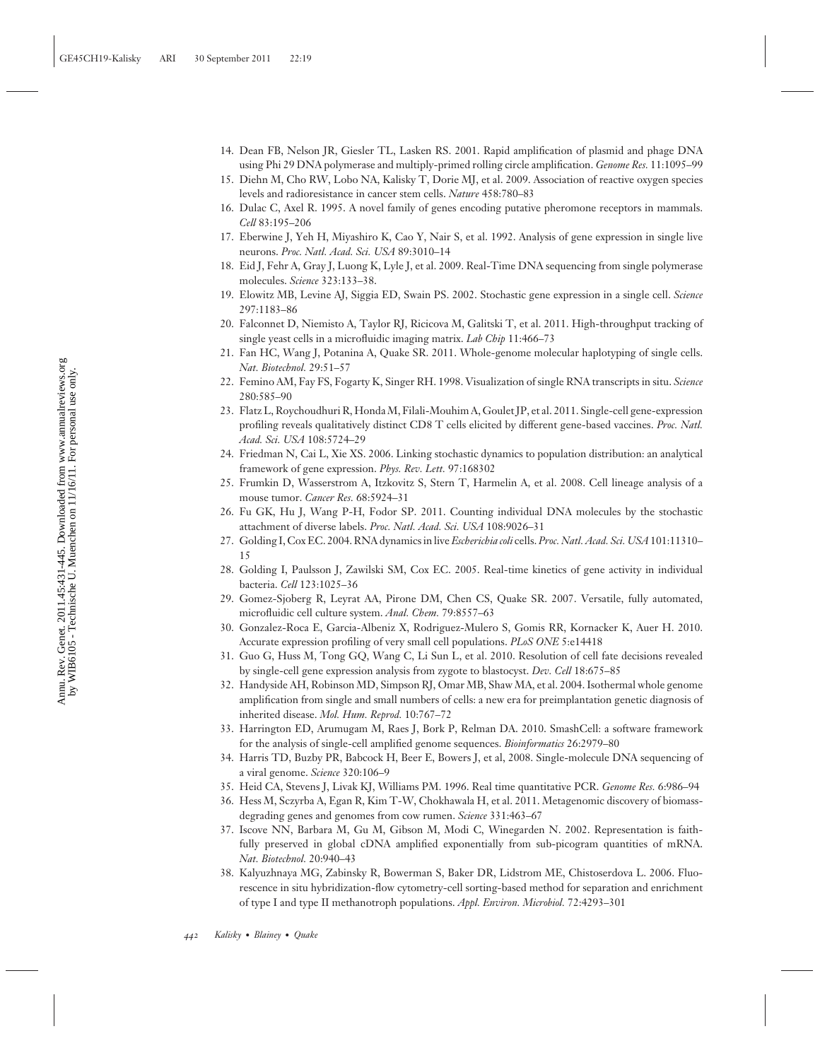14. Dean FB, Nelson JR, Giesler TL, Lasken RS. 2001. Rapid amplification of plasmid and phage DNA using Phi 29 DNA polymerase and multiply-primed rolling circle amplification. *Genome Res.* 11:1095–99
15. Diehn M, Cho RW, Lobo NA, Kalisky T, Dorie MJ, et al. 2009. Association of reactive oxygen species levels and radioresistance in cancer stem cells. *Nature* 458:780–83
16. Dulac C, Axel R. 1995. A novel family of genes encoding putative pheromone receptors in mammals. *Cell* 83:195–206
17. Eberwine J, Yeh H, Miyashiro K, Cao Y, Nair S, et al. 1992. Analysis of gene expression in single live neurons. *Proc. Natl. Acad. Sci. USA* 89:3010–14
18. Eid J, Fehr A, Gray J, Luong K, Lyle J, et al. 2009. Real-Time DNA sequencing from single polymerase molecules. *Science* 323:133–38.
19. Elowitz MB, Levine AJ, Siggia ED, Swain PS. 2002. Stochastic gene expression in a single cell. *Science* 297:1183–86
20. Falconnet D, Niemisto A, Taylor RJ, Ricicova M, Galitski T, et al. 2011. High-throughput tracking of single yeast cells in a microfluidic imaging matrix. *Lab Chip* 11:466–73
21. Fan HC, Wang J, Potanina A, Quake SR. 2011. Whole-genome molecular haplotyping of single cells. *Nat. Biotechnol.* 29:51–57
22. Femino AM, Fay FS, Fogarty K, Singer RH. 1998. Visualization of single RNA transcripts in situ. *Science* 280:585–90
23. Flatz L, Roychoudhuri R, Honda M, Filali-Mouhim A, Goulet JP, et al. 2011. Single-cell gene-expression profiling reveals qualitatively distinct CD8 T cells elicited by different gene-based vaccines. *Proc. Natl. Acad. Sci. USA* 108:5724–29
24. Friedman N, Cai L, Xie XS. 2006. Linking stochastic dynamics to population distribution: an analytical framework of gene expression. *Phys. Rev. Lett.* 97:168302
25. Frumkin D, Wasserstrom A, Itzkovitz S, Stern T, Harmelin A, et al. 2008. Cell lineage analysis of a mouse tumor. *Cancer Res.* 68:5924–31
26. Fu GK, Hu J, Wang P-H, Fodor SP. 2011. Counting individual DNA molecules by the stochastic attachment of diverse labels. *Proc. Natl. Acad. Sci. USA* 108:9026–31
27. Golding I, Cox EC. 2004. RNA dynamics in live *Escherichia coli* cells. *Proc. Natl. Acad. Sci. USA* 101:11310–15
28. Golding I, Paulsson J, Zawilski SM, Cox EC. 2005. Real-time kinetics of gene activity in individual bacteria. *Cell* 123:1025–36
29. Gomez-Sjoberg R, Leyrat AA, Pirone DM, Chen CS, Quake SR. 2007. Versatile, fully automated, microfluidic cell culture system. *Anal. Chem.* 79:8557–63
30. Gonzalez-Roca E, Garcia-Albeniz X, Rodriguez-Mulero S, Gomis RR, Kornacker K, Auer H. 2010. Accurate expression profiling of very small cell populations. *PLoS ONE* 5:e14418
31. Guo G, Huss M, Tong GQ, Wang C, Li Sun L, et al. 2010. Resolution of cell fate decisions revealed by single-cell gene expression analysis from zygote to blastocyst. *Dev. Cell* 18:675–85
32. Handyside AH, Robinson MD, Simpson RJ, Omar MB, Shaw MA, et al. 2004. Isothermal whole genome amplification from single and small numbers of cells: a new era for preimplantation genetic diagnosis of inherited disease. *Mol. Hum. Reprod.* 10:767–72
33. Harrington ED, Arumugam M, Raes J, Bork P, Relman DA. 2010. SmashCell: a software framework for the analysis of single-cell amplified genome sequences. *Bioinformatics* 26:2979–80
34. Harris TD, Buzby PR, Babcock H, Beer E, Bowers J, et al, 2008. Single-molecule DNA sequencing of a viral genome. *Science* 320:106–9
35. Heid CA, Stevens J, Livak KJ, Williams PM. 1996. Real time quantitative PCR. *Genome Res.* 6:986–94
36. Hess M, Sczyrba A, Egan R, Kim T-W, Chokhawala H, et al. 2011. Metagenomic discovery of biomass-degrading genes and genomes from cow rumen. *Science* 331:463–67
37. Iscove NN, Barbara M, Gu M, Gibson M, Modi C, Winegarden N. 2002. Representation is faithfully preserved in global cDNA amplified exponentially from sub-picogram quantities of mRNA. *Nat. Biotechnol.* 20:940–43
38. Kalyuzhnaya MG, Zabinsky R, Bowerman S, Baker DR, Lidstrom ME, Chistoserdova L. 2006. Fluorescence in situ hybridization-flow cytometry-cell sorting-based method for separation and enrichment of type I and type II methanotroph populations. *Appl. Environ. Microbiol.* 72:4293–301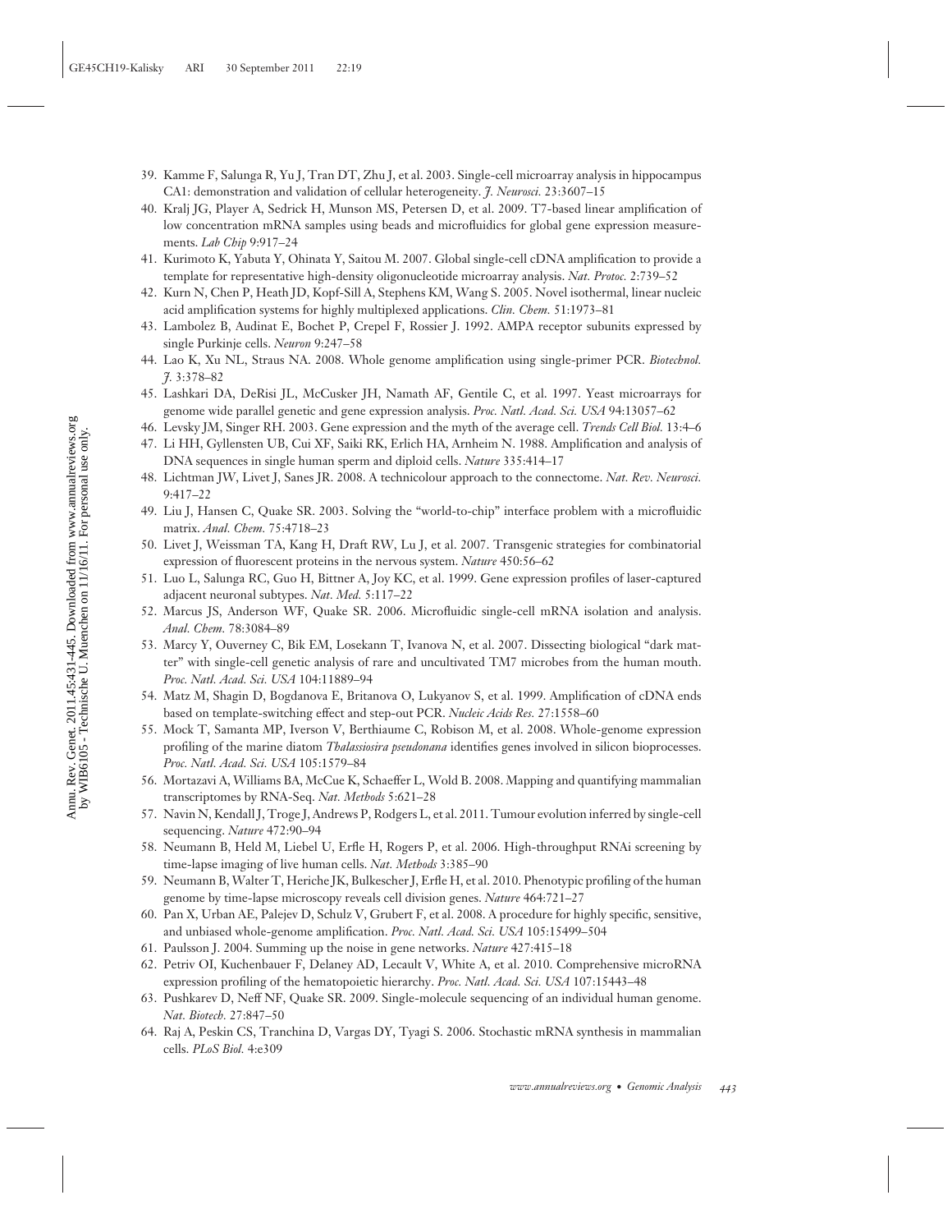39. Kamme F, Salunga R, Yu J, Tran DT, Zhu J, et al. 2003. Single-cell microarray analysis in hippocampus CA1: demonstration and validation of cellular heterogeneity. *J. Neurosci.* 23:3607–15
40. Kralj JG, Player A, Sedrick H, Munson MS, Petersen D, et al. 2009. T7-based linear amplification of low concentration mRNA samples using beads and microfluidics for global gene expression measurements. *Lab Chip* 9:917–24
41. Kurimoto K, Yabuta Y, Ohinata Y, Saitou M. 2007. Global single-cell cDNA amplification to provide a template for representative high-density oligonucleotide microarray analysis. *Nat. Protoc.* 2:739–52
42. Kurn N, Chen P, Heath JD, Kopf-Sill A, Stephens KM, Wang S. 2005. Novel isothermal, linear nucleic acid amplification systems for highly multiplexed applications. *Clin. Chem.* 51:1973–81
43. Lambolez B, Audinat E, Bochet P, Crepel F, Rossier J. 1992. AMPA receptor subunits expressed by single Purkinje cells. *Neuron* 9:247–58
44. Lao K, Xu NL, Straus NA. 2008. Whole genome amplification using single-primer PCR. *Biotechnol. J.* 3:378–82
45. Lashkari DA, DeRisi JL, McCusker JH, Namath AF, Gentile C, et al. 1997. Yeast microarrays for genome wide parallel genetic and gene expression analysis. *Proc. Natl. Acad. Sci. USA* 94:13057–62
46. Levsky JM, Singer RH. 2003. Gene expression and the myth of the average cell. *Trends Cell Biol.* 13:4–6
47. Li HH, Gyllensten UB, Cui XF, Saiki RK, Erlich HA, Arnheim N. 1988. Amplification and analysis of DNA sequences in single human sperm and diploid cells. *Nature* 335:414–17
48. Lichtman JW, Livet J, Sanes JR. 2008. A technicolour approach to the connectome. *Nat. Rev. Neurosci.* 9:417–22
49. Liu J, Hansen C, Quake SR. 2003. Solving the "world-to-chip" interface problem with a microfluidic matrix. *Anal. Chem.* 75:4718–23
50. Livet J, Weissman TA, Kang H, Draft RW, Lu J, et al. 2007. Transgenic strategies for combinatorial expression of fluorescent proteins in the nervous system. *Nature* 450:56–62
51. Luo L, Salunga RC, Guo H, Bittner A, Joy KC, et al. 1999. Gene expression profiles of laser-captured adjacent neuronal subtypes. *Nat. Med.* 5:117–22
52. Marcus JS, Anderson WF, Quake SR. 2006. Microfluidic single-cell mRNA isolation and analysis. *Anal. Chem.* 78:3084–89
53. Marcy Y, Ouverney C, Bik EM, Losekann T, Ivanova N, et al. 2007. Dissecting biological "dark matter" with single-cell genetic analysis of rare and uncultivated TM7 microbes from the human mouth. *Proc. Natl. Acad. Sci. USA* 104:11889–94
54. Matz M, Shagin D, Bogdanova E, Britanova O, Lukyanov S, et al. 1999. Amplification of cDNA ends based on template-switching effect and step-out PCR. *Nucleic Acids Res.* 27:1558–60
55. Mock T, Samanta MP, Iverson V, Berthiaume C, Robison M, et al. 2008. Whole-genome expression profiling of the marine diatom *Thalassiosira pseudonana* identifies genes involved in silicon bioprocesses. *Proc. Natl. Acad. Sci. USA* 105:1579–84
56. Mortazavi A, Williams BA, McCue K, Schaeffer L, Wold B. 2008. Mapping and quantifying mammalian transcriptomes by RNA-Seq. *Nat. Methods* 5:621–28
57. Navin N, Kendall J, Troge J, Andrews P, Rodgers L, et al. 2011. Tumour evolution inferred by single-cell sequencing. *Nature* 472:90–94
58. Neumann B, Held M, Liebel U, Erfle H, Rogers P, et al. 2006. High-throughput RNAi screening by time-lapse imaging of live human cells. *Nat. Methods* 3:385–90
59. Neumann B, Walter T, Heriche JK, Bulkescher J, Erfle H, et al. 2010. Phenotypic profiling of the human genome by time-lapse microscopy reveals cell division genes. *Nature* 464:721–27
60. Pan X, Urban AE, Palejev D, Schulz V, Grubert F, et al. 2008. A procedure for highly specific, sensitive, and unbiased whole-genome amplification. *Proc. Natl. Acad. Sci. USA* 105:15499–504
61. Paulsson J. 2004. Summing up the noise in gene networks. *Nature* 427:415–18
62. Petriv OI, Kuchenbauer F, Delaney AD, Lecault V, White A, et al. 2010. Comprehensive microRNA expression profiling of the hematopoietic hierarchy. *Proc. Natl. Acad. Sci. USA* 107:15443–48
63. Pushkarev D, Neff NF, Quake SR. 2009. Single-molecule sequencing of an individual human genome. *Nat. Biotech.* 27:847–50
64. Raj A, Peskin CS, Tranchina D, Vargas DY, Tyagi S. 2006. Stochastic mRNA synthesis in mammalian cells. *PLoS Biol.* 4:e309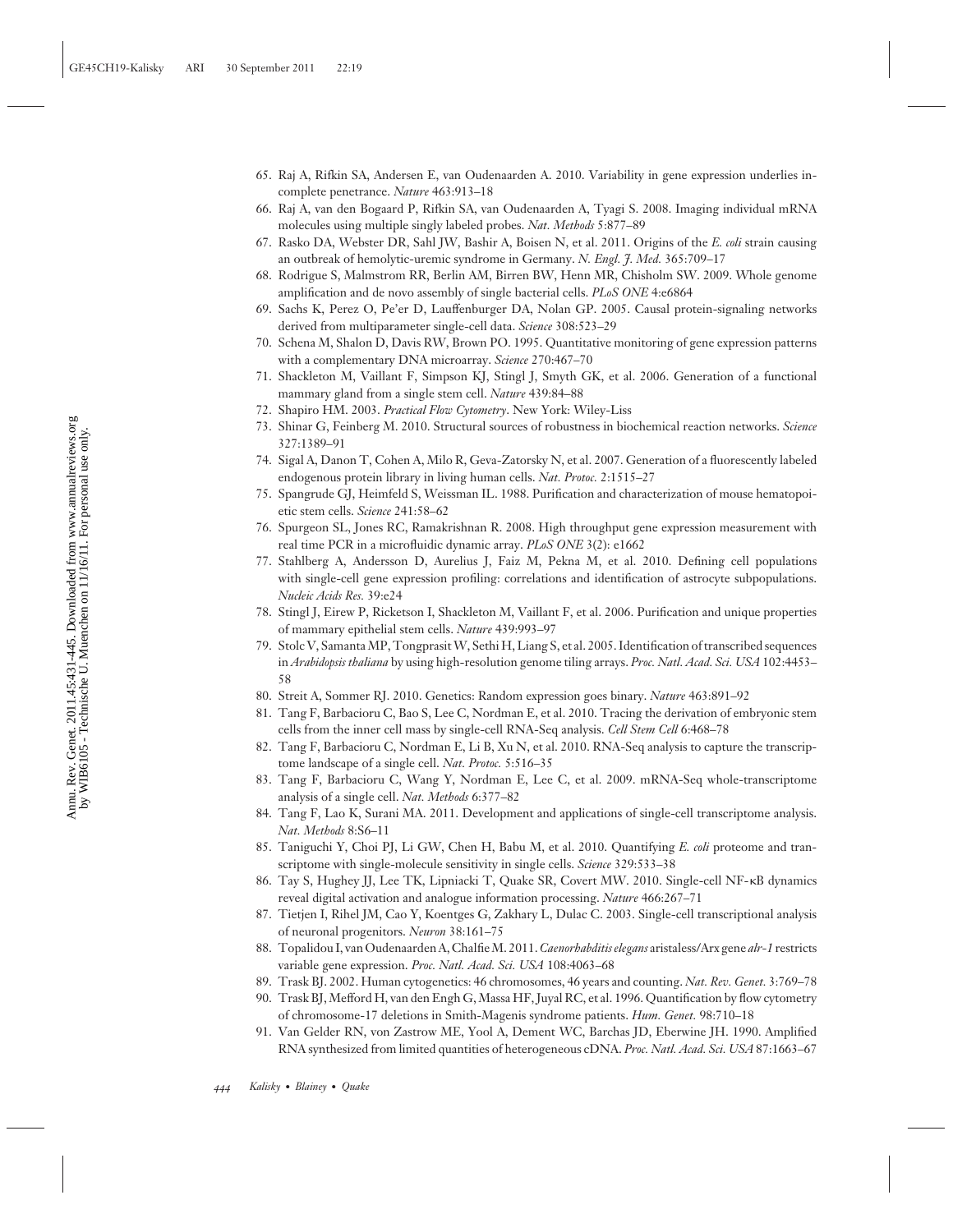65. Raj A, Rifkin SA, Andersen E, van Oudenaarden A. 2010. Variability in gene expression underlies incomplete penetrance. *Nature* 463:913–18
66. Raj A, van den Bogaard P, Rifkin SA, van Oudenaarden A, Tyagi S. 2008. Imaging individual mRNA molecules using multiple singly labeled probes. *Nat. Methods* 5:877–89
67. Rasko DA, Webster DR, Sahl JW, Bashir A, Boisen N, et al. 2011. Origins of the *E. coli* strain causing an outbreak of hemolytic-uremic syndrome in Germany. *N. Engl. J. Med.* 365:709–17
68. Rodrigue S, Malmstrom RR, Berlin AM, Birren BW, Henn MR, Chisholm SW. 2009. Whole genome amplification and de novo assembly of single bacterial cells. *PLoS ONE* 4:e6864
69. Sachs K, Perez O, Pe'er D, Lauffenburger DA, Nolan GP. 2005. Causal protein-signaling networks derived from multiparameter single-cell data. *Science* 308:523–29
70. Schena M, Shalon D, Davis RW, Brown PO. 1995. Quantitative monitoring of gene expression patterns with a complementary DNA microarray. *Science* 270:467–70
71. Shackleton M, Vaillant F, Simpson KJ, Stingl J, Smyth GK, et al. 2006. Generation of a functional mammary gland from a single stem cell. *Nature* 439:84–88
72. Shapiro HM. 2003. *Practical Flow Cytometry*. New York: Wiley-Liss
73. Shinar G, Feinberg M. 2010. Structural sources of robustness in biochemical reaction networks. *Science* 327:1389–91
74. Sigal A, Danon T, Cohen A, Milo R, Geva-Zatorsky N, et al. 2007. Generation of a fluorescently labeled endogenous protein library in living human cells. *Nat. Protoc.* 2:1515–27
75. Spangrude GJ, Heimfeld S, Weissman IL. 1988. Purification and characterization of mouse hematopoietic stem cells. *Science* 241:58–62
76. Spurgeon SL, Jones RC, Ramakrishnan R. 2008. High throughput gene expression measurement with real time PCR in a microfluidic dynamic array. *PLoS ONE* 3(2): e1662
77. Stahlberg A, Andersson D, Aurelius J, Faiz M, Pekna M, et al. 2010. Defining cell populations with single-cell gene expression profiling: correlations and identification of astrocyte subpopulations. *Nucleic Acids Res.* 39:e24
78. Stingl J, Eirew P, Ricketson I, Shackleton M, Vaillant F, et al. 2006. Purification and unique properties of mammary epithelial stem cells. *Nature* 439:993–97
79. Stolc V, Samanta MP, Tongprasit W, Sethi H, Liang S, et al. 2005. Identification of transcribed sequences in *Arabidopsis thaliana* by using high-resolution genome tiling arrays. *Proc. Natl. Acad. Sci. USA* 102:4453–58
80. Streit A, Sommer RJ. 2010. Genetics: Random expression goes binary. *Nature* 463:891–92
81. Tang F, Barbacioru C, Bao S, Lee C, Nordman E, et al. 2010. Tracing the derivation of embryonic stem cells from the inner cell mass by single-cell RNA-Seq analysis. *Cell Stem Cell* 6:468–78
82. Tang F, Barbacioru C, Nordman E, Li B, Xu N, et al. 2010. RNA-Seq analysis to capture the transcriptome landscape of a single cell. *Nat. Protoc.* 5:516–35
83. Tang F, Barbacioru C, Wang Y, Nordman E, Lee C, et al. 2009. mRNA-Seq whole-transcriptome analysis of a single cell. *Nat. Methods* 6:377–82
84. Tang F, Lao K, Surani MA. 2011. Development and applications of single-cell transcriptome analysis. *Nat. Methods* 8:S6–11
85. Taniguchi Y, Choi PJ, Li GW, Chen H, Babu M, et al. 2010. Quantifying *E. coli* proteome and transcriptome with single-molecule sensitivity in single cells. *Science* 329:533–38
86. Tay S, Hughey JJ, Lee TK, Lipniacki T, Quake SR, Covert MW. 2010. Single-cell NF-κB dynamics reveal digital activation and analogue information processing. *Nature* 466:267–71
87. Tietjen I, Rihel JM, Cao Y, Koentges G, Zakhary L, Dulac C. 2003. Single-cell transcriptional analysis of neuronal progenitors. *Neuron* 38:161–75
88. Topalidou I, van Oudenaarden A, Chalfie M. 2011. *Caenorhabditis elegans* aristaless/Arx gene *alr-1* restricts variable gene expression. *Proc. Natl. Acad. Sci. USA* 108:4063–68
89. Trask BJ. 2002. Human cytogenetics: 46 chromosomes, 46 years and counting. *Nat. Rev. Genet.* 3:769–78
90. Trask BJ, Mefford H, van den Engh G, Massa HF, Juyal RC, et al. 1996. Quantification by flow cytometry of chromosome-17 deletions in Smith-Magenis syndrome patients. *Hum. Genet.* 98:710–18
91. Van Gelder RN, von Zastrow ME, Yool A, Dement WC, Barchas JD, Eberwine JH. 1990. Amplified RNA synthesized from limited quantities of heterogeneous cDNA. *Proc. Natl. Acad. Sci. USA* 87:1663–67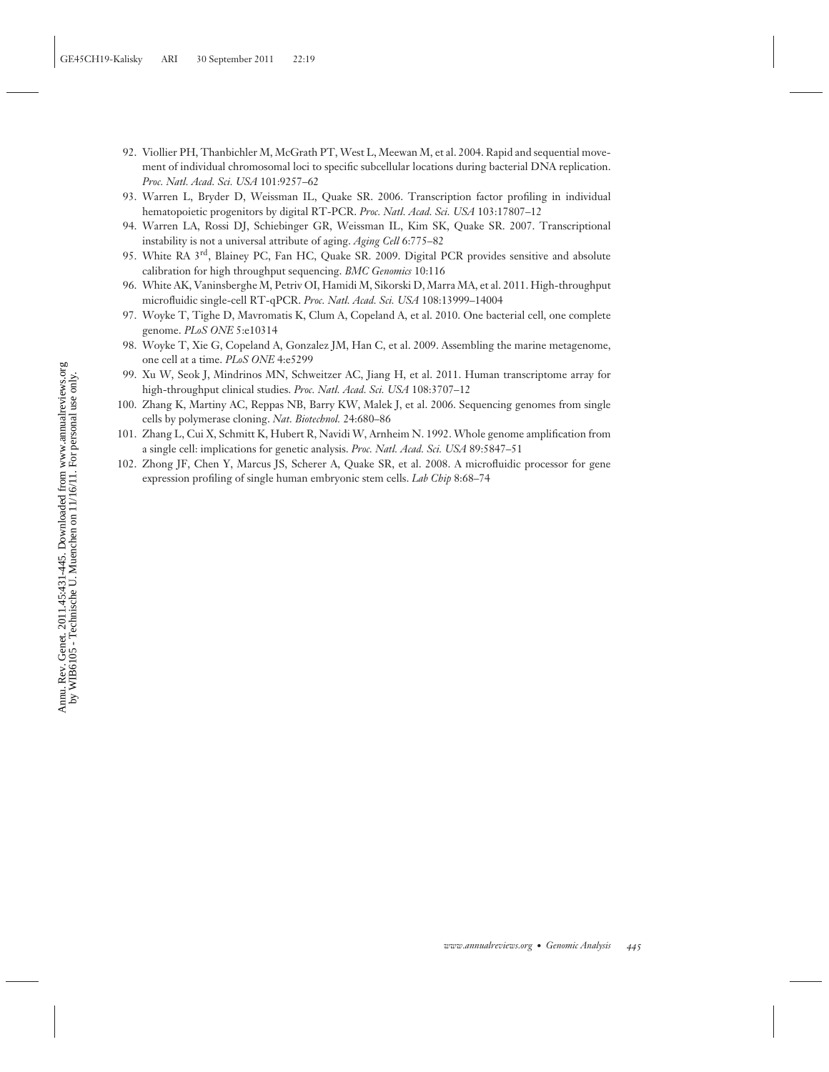92. Viollier PH, Thanbichler M, McGrath PT, West L, Meewan M, et al. 2004. Rapid and sequential movement of individual chromosomal loci to specific subcellular locations during bacterial DNA replication. *Proc. Natl. Acad. Sci. USA* 101:9257–62
93. Warren L, Bryder D, Weissman IL, Quake SR. 2006. Transcription factor profiling in individual hematopoietic progenitors by digital RT-PCR. *Proc. Natl. Acad. Sci. USA* 103:17807–12
94. Warren LA, Rossi DJ, Schiebinger GR, Weissman IL, Kim SK, Quake SR. 2007. Transcriptional instability is not a universal attribute of aging. *Aging Cell* 6:775–82
95. White RA 3rd, Blainey PC, Fan HC, Quake SR. 2009. Digital PCR provides sensitive and absolute calibration for high throughput sequencing. *BMC Genomics* 10:116
96. White AK, Vaninsberghe M, Petriv OI, Hamidi M, Sikorski D, Marra MA, et al. 2011. High-throughput microfluidic single-cell RT-qPCR. *Proc. Natl. Acad. Sci. USA* 108:13999–14004
97. Woyke T, Tighe D, Mavromatis K, Clum A, Copeland A, et al. 2010. One bacterial cell, one complete genome. *PLoS ONE* 5:e10314
98. Woyke T, Xie G, Copeland A, Gonzalez JM, Han C, et al. 2009. Assembling the marine metagenome, one cell at a time. *PLoS ONE* 4:e5299
99. Xu W, Seok J, Mindrinos MN, Schweitzer AC, Jiang H, et al. 2011. Human transcriptome array for high-throughput clinical studies. *Proc. Natl. Acad. Sci. USA* 108:3707–12
100. Zhang K, Martiny AC, Reppas NB, Barry KW, Malek J, et al. 2006. Sequencing genomes from single cells by polymerase cloning. *Nat. Biotechnol.* 24:680–86
101. Zhang L, Cui X, Schmitt K, Hubert R, Navidi W, Arnheim N. 1992. Whole genome amplification from a single cell: implications for genetic analysis. *Proc. Natl. Acad. Sci. USA* 89:5847–51
102. Zhong JF, Chen Y, Marcus JS, Scherer A, Quake SR, et al. 2008. A microfluidic processor for gene expression profiling of single human embryonic stem cells. *Lab Chip* 8:68–74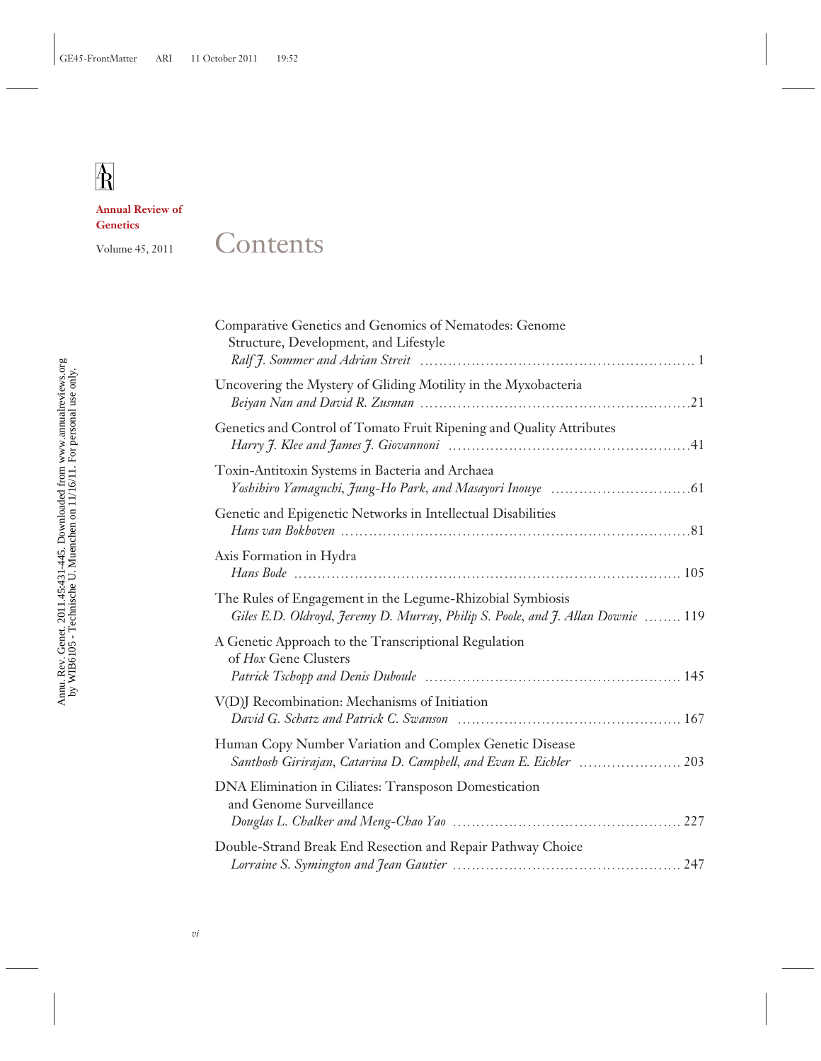**Annual Review of Genetics**

Volume 45, 2011

# Contents

Comparative Genetics and Genomics of Nematodes: Genome Structure, Development, and Lifestyle
*Ralf J. Sommer and Adrian Streit* . . . . . . . . . . 1

Uncovering the Mystery of Gliding Motility in the Myxobacteria
*Beiyan Nan and David R. Zusman* . . . . . . . . . . 21

Genetics and Control of Tomato Fruit Ripening and Quality Attributes
*Harry J. Klee and James J. Giovannoni* . . . . . . . . . . 41

Toxin-Antitoxin Systems in Bacteria and Archaea
*Yoshihiro Yamaguchi, Jung-Ho Park, and Masayori Inouye* . . . . . . . . . . 61

Genetic and Epigenetic Networks in Intellectual Disabilities
*Hans van Bokhoven* . . . . . . . . . . 81

Axis Formation in Hydra
*Hans Bode* . . . . . . . . . . 105

The Rules of Engagement in the Legume-Rhizobial Symbiosis
*Giles E.D. Oldroyd, Jeremy D. Murray, Philip S. Poole, and J. Allan Downie* . . . . . . . . . . 119

A Genetic Approach to the Transcriptional Regulation of *Hox* Gene Clusters
*Patrick Tschopp and Denis Duboule* . . . . . . . . . . 145

V(D)J Recombination: Mechanisms of Initiation
*David G. Schatz and Patrick C. Swanson* . . . . . . . . . . 167

Human Copy Number Variation and Complex Genetic Disease
*Santhosh Girirajan, Catarina D. Campbell, and Evan E. Eichler* . . . . . . . . . . 203

DNA Elimination in Ciliates: Transposon Domestication and Genome Surveillance
*Douglas L. Chalker and Meng-Chao Yao* . . . . . . . . . . 227

Double-Strand Break End Resection and Repair Pathway Choice
*Lorraine S. Symington and Jean Gautier* . . . . . . . . . . 247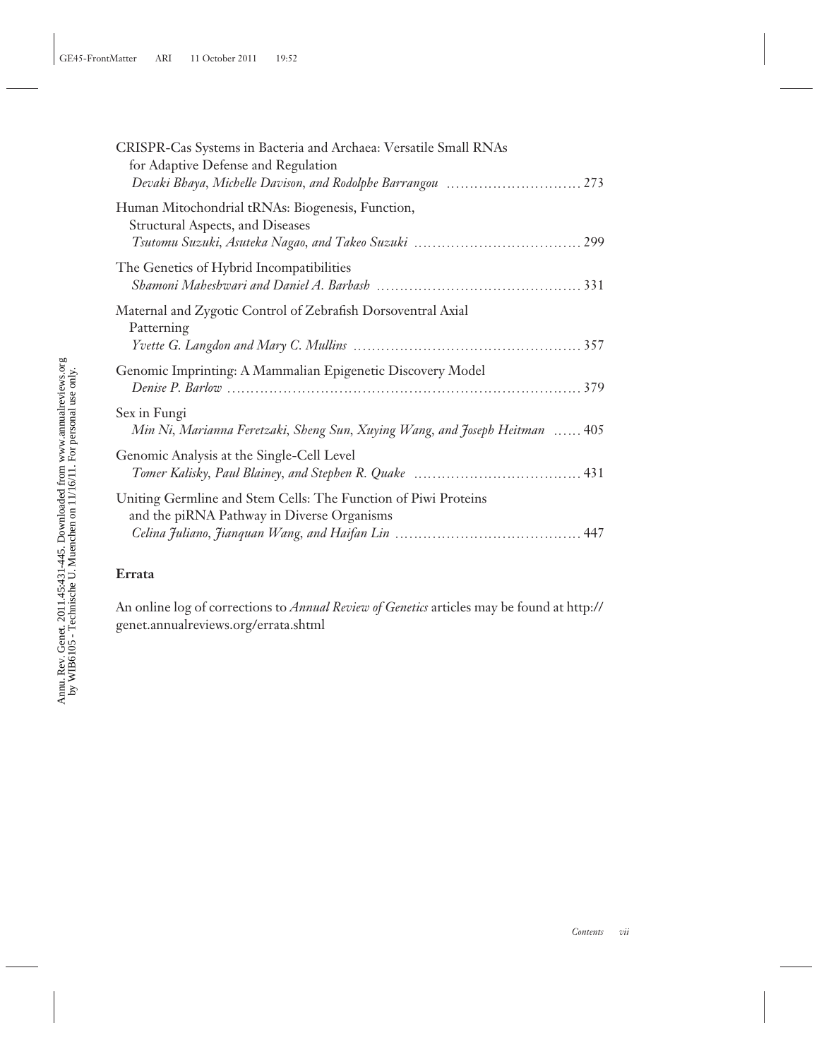CRISPR-Cas Systems in Bacteria and Archaea: Versatile Small RNAs for Adaptive Defense and Regulation
*Devaki Bhaya, Michelle Davison, and Rodolphe Barrangou* ............................ 273

Human Mitochondrial tRNAs: Biogenesis, Function, Structural Aspects, and Diseases
*Tsutomu Suzuki, Asuteka Nagao, and Takeo Suzuki* .................................. 299

The Genetics of Hybrid Incompatibilities
*Shamoni Maheshwari and Daniel A. Barbash* .......................................... 331

Maternal and Zygotic Control of Zebrafish Dorsoventral Axial Patterning
*Yvette G. Langdon and Mary C. Mullins* ................................................ 357

Genomic Imprinting: A Mammalian Epigenetic Discovery Model
*Denise P. Barlow* ..................................................................... 379

Sex in Fungi
*Min Ni, Marianna Feretzaki, Sheng Sun, Xuying Wang, and Joseph Heitman* ...... 405

Genomic Analysis at the Single-Cell Level
*Tomer Kalisky, Paul Blainey, and Stephen R. Quake* .................................. 431

Uniting Germline and Stem Cells: The Function of Piwi Proteins and the piRNA Pathway in Diverse Organisms
*Celina Juliano, Jianquan Wang, and Haifan Lin* ....................................... 447

**Errata**

An online log of corrections to *Annual Review of Genetics* articles may be found at http://genet.annualreviews.org/errata.shtml